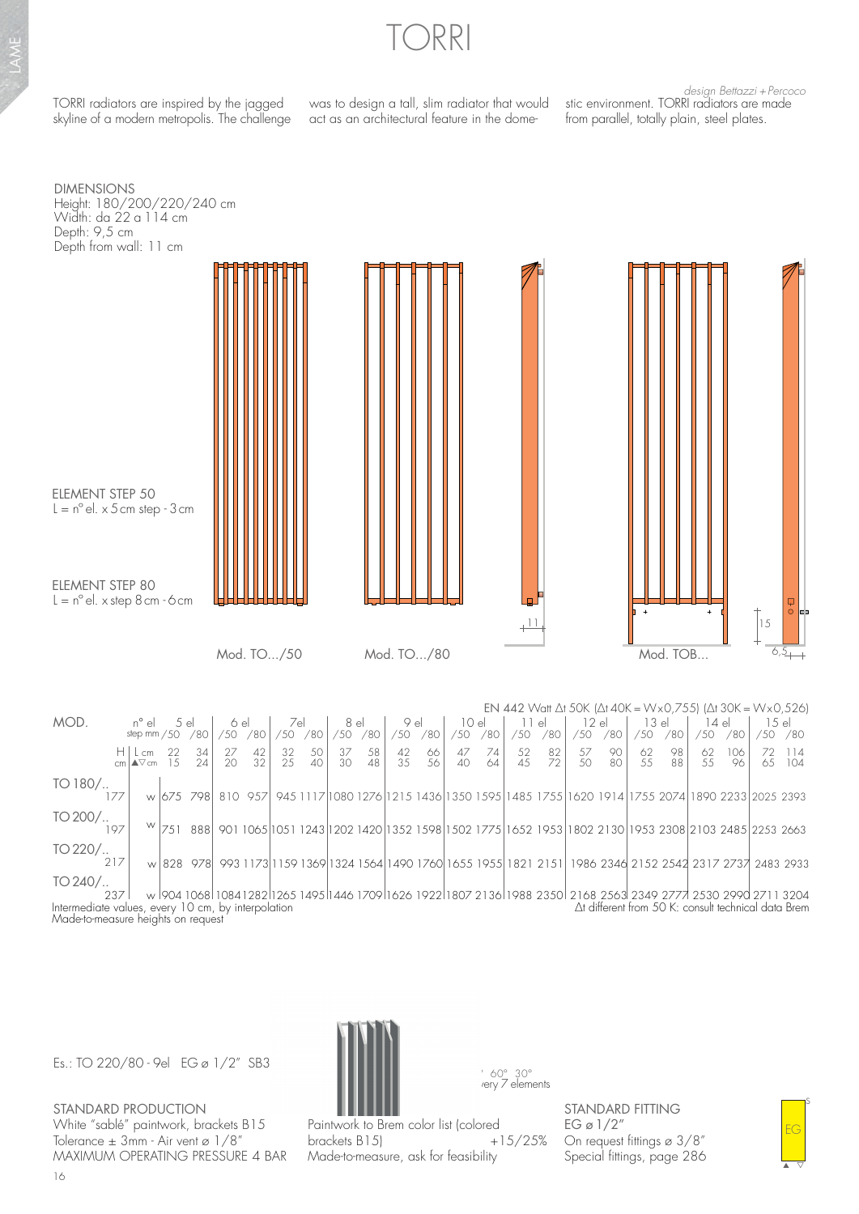# TORRI

*design Bettazzi + Percoco*

TORRI radiators are inspired by the jagged skyline of a modern metropolis. The challenge was to design a tall, slim radiator that would act as an architectural feature in the domestic environment. TORRI radiators are made from parallel, totally plain, steel plates.

DIMENSIONS
Height: 180/200/220/240 cm
Width: da 22 a 114 cm
Depth: 9,5 cm
Depth from wall: 11 cm

ELEMENT STEP 50
L = n° el. x 5 cm step - 3 cm

ELEMENT STEP 80
L = n° el. x step 8 cm - 6 cm

Mod. TO.../50 Mod. TO.../80 Mod. TOB...

EN 442 Watt Δt 50K (Δt 40K = W x 0,755) (Δt 30K = W x 0,526)

| MOD. | n° el | 5 el | | 6 el | | 7el | | 8 el | | 9 el | | 10 el | | 11 el | | 12 el | | 13 el | | 14 el | | 15 el | |
|---|---|---|---|---|---|---|---|---|---|---|---|---|---|---|---|---|---|---|---|---|---|---|---|
| | step mm | /50 | /80 | /50 | /80 | /50 | /80 | /50 | /80 | /50 | /80 | /50 | /80 | /50 | /80 | /50 | /80 | /50 | /80 | /50 | /80 | /50 | /80 |
| H cm | L cm | 22 | 34 | 27 | 42 | 32 | 50 | 37 | 58 | 42 | 66 | 47 | 74 | 52 | 82 | 57 | 90 | 62 | 98 | 62 | 106 | 72 | 114 |
| | ▲▽ cm | 15 | 24 | 20 | 32 | 25 | 40 | 30 | 48 | 35 | 56 | 40 | 64 | 45 | 72 | 50 | 80 | 55 | 88 | 55 | 96 | 65 | 104 |
| TO 180/.. 177 | w | 675 | 798 | 810 | 957 | 945 | 1117 | 1080 | 1276 | 1215 | 1436 | 1350 | 1595 | 1485 | 1755 | 1620 | 1914 | 1755 | 2074 | 1890 | 2233 | 2025 | 2393 |
| TO 200/.. 197 | w | 751 | 888 | 901 | 1065 | 1051 | 1243 | 1202 | 1420 | 1352 | 1598 | 1502 | 1775 | 1652 | 1953 | 1802 | 2130 | 1953 | 2308 | 2103 | 2485 | 2253 | 2663 |
| TO 220/.. 217 | w | 828 | 978 | 993 | 1173 | 1159 | 1369 | 1324 | 1564 | 1490 | 1760 | 1655 | 1955 | 1821 | 2151 | 1986 | 2346 | 2152 | 2542 | 2317 | 2737 | 2483 | 2933 |
| TO 240/.. 237 | w | 904 | 1068 | 1084 | 1282 | 1265 | 1495 | 1446 | 1709 | 1626 | 1922 | 1807 | 2136 | 1988 | 2350 | 2168 | 2563 | 2349 | 2777 | 2530 | 2990 | 2711 | 3204 |

Intermediate values, every 10 cm, by interpolation
Made-to-measure heights on request

Δt different from 50 K: consult technical data Brem

Es.: TO 220/80 - 9el EG ø 1/2" SB3

60° 30°
every 7 elements

STANDARD PRODUCTION
White "sablé" paintwork, brackets B15
Tolerance ± 3mm - Air vent ø 1/8"
MAXIMUM OPERATING PRESSURE 4 BAR

Paintwork to Brem color list (colored brackets B15) +15/25%
Made-to-measure, ask for feasibility

STANDARD FITTING
EG ø 1/2"
On request fittings ø 3/8"
Special fittings, page 286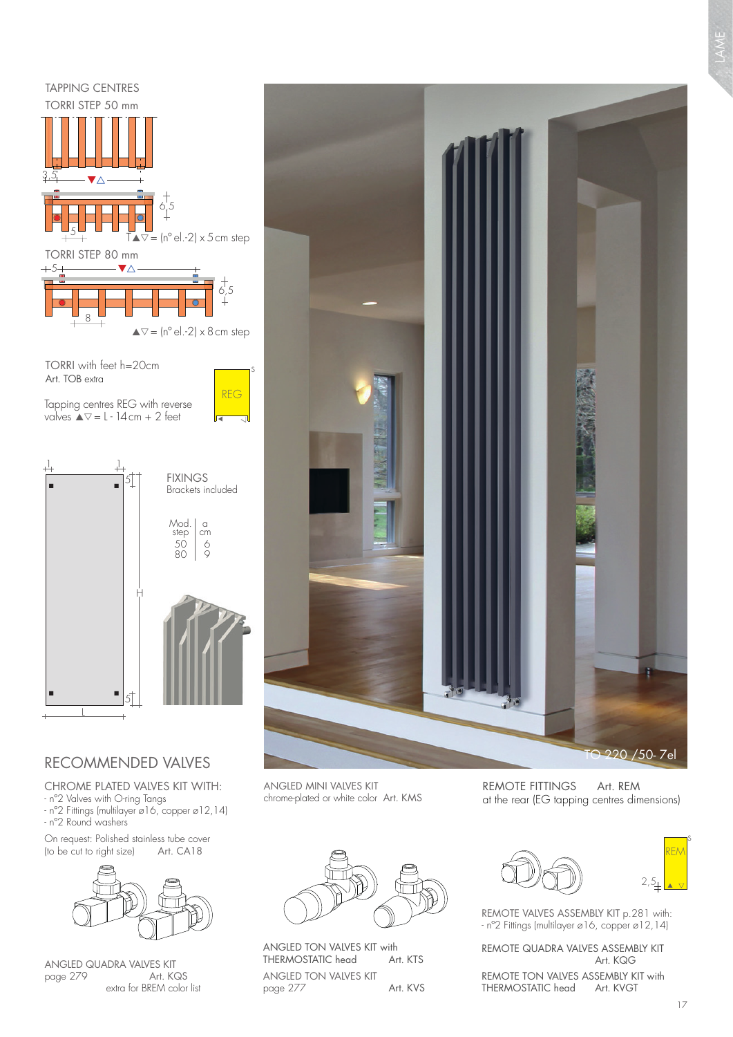TAPPING CENTRES

TORRI STEP 50 mm

3,5

6,5

5

T▲▽ = (n° el.-2) x 5 cm step

TORRI STEP 80 mm

5

6,5

8

▲▽ = (n° el.-2) x 8 cm step

TORRI with feet h=20cm
Art. TOB extra

Tapping centres REG with reverse valves ▲▽ = L - 14 cm + 2 feet

REG

FIXINGS
Brackets included

| Mod. step | a cm |
|---|---|
| 50 | 6 |
| 80 | 9 |

TO 220 /50- 7el

## RECOMMENDED VALVES

CHROME PLATED VALVES KIT WITH:
- n°2 Valves with O-ring Tangs
- n°2 Fittings (multilayer ø16, copper ø12,14)
- n°2 Round washers

On request: Polished stainless tube cover (to be cut to right size) Art. CA18

ANGLED QUADRA VALVES KIT
page 279 Art. KQS
extra for BREM color list

ANGLED MINI VALVES KIT
chrome-plated or white color Art. KMS

ANGLED TON VALVES KIT with THERMOSTATIC head Art. KTS

ANGLED TON VALVES KIT
page 277 Art. KVS

REMOTE FITTINGS Art. REM
at the rear (EG tapping centres dimensions)

REM

2,5

REMOTE VALVES ASSEMBLY KIT p.281 with:
- n°2 Fittings (multilayer ø16, copper ø12,14)

REMOTE QUADRA VALVES ASSEMBLY KIT
Art. KQG

REMOTE TON VALVES ASSEMBLY KIT with THERMOSTATIC head Art. KVGT